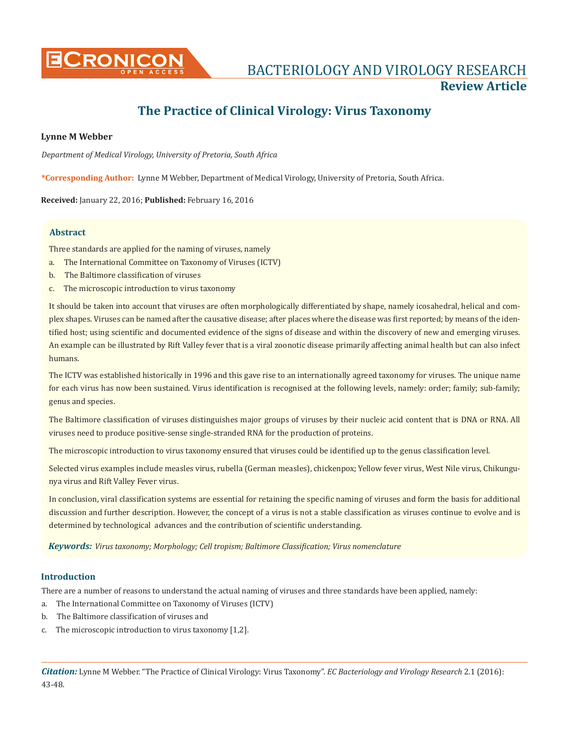# The Practice of Clinical Virology: Virus Taxonomy

**Lynne M Webber**

*Department of Medical Virology, University of Pretoria, South Africa*

**\*Corresponding Author:** Lynne M Webber, Department of Medical Virology, University of Pretoria, South Africa.

**Received:** January 22, 2016; **Published:** February 16, 2016

## Abstract

Three standards are applied for the naming of viruses, namely

a. The International Committee on Taxonomy of Viruses (ICTV)
b. The Baltimore classification of viruses
c. The microscopic introduction to virus taxonomy

It should be taken into account that viruses are often morphologically differentiated by shape, namely icosahedral, helical and complex shapes. Viruses can be named after the causative disease; after places where the disease was first reported; by means of the identified host; using scientific and documented evidence of the signs of disease and within the discovery of new and emerging viruses. An example can be illustrated by Rift Valley fever that is a viral zoonotic disease primarily affecting animal health but can also infect humans.

The ICTV was established historically in 1996 and this gave rise to an internationally agreed taxonomy for viruses. The unique name for each virus has now been sustained. Virus identification is recognised at the following levels, namely: order; family; sub-family; genus and species.

The Baltimore classification of viruses distinguishes major groups of viruses by their nucleic acid content that is DNA or RNA. All viruses need to produce positive-sense single-stranded RNA for the production of proteins.

The microscopic introduction to virus taxonomy ensured that viruses could be identified up to the genus classification level.

Selected virus examples include measles virus, rubella (German measles), chickenpox; Yellow fever virus, West Nile virus, Chikungunya virus and Rift Valley Fever virus.

In conclusion, viral classification systems are essential for retaining the specific naming of viruses and form the basis for additional discussion and further description. However, the concept of a virus is not a stable classification as viruses continue to evolve and is determined by technological advances and the contribution of scientific understanding.

***Keywords:*** *Virus taxonomy; Morphology; Cell tropism; Baltimore Classification; Virus nomenclature*

## Introduction

There are a number of reasons to understand the actual naming of viruses and three standards have been applied, namely:

a. The International Committee on Taxonomy of Viruses (ICTV)
b. The Baltimore classification of viruses and
c. The microscopic introduction to virus taxonomy [1,2].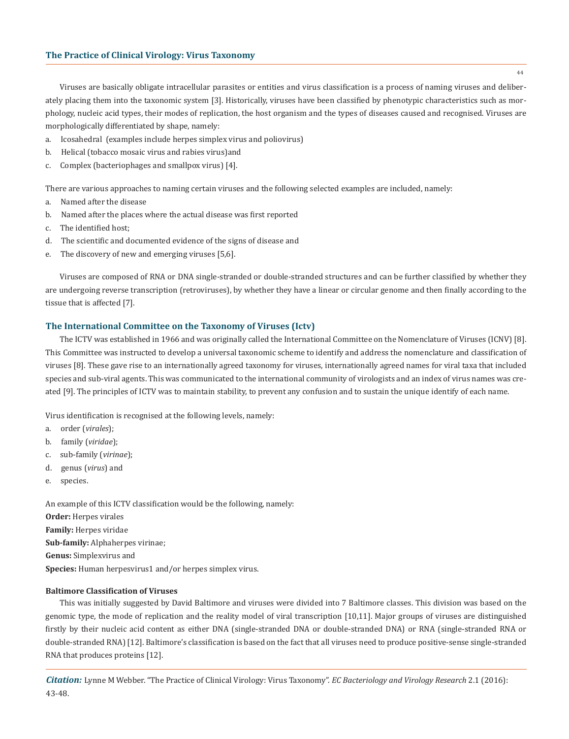Viruses are basically obligate intracellular parasites or entities and virus classification is a process of naming viruses and deliberately placing them into the taxonomic system [3]. Historically, viruses have been classified by phenotypic characteristics such as morphology, nucleic acid types, their modes of replication, the host organism and the types of diseases caused and recognised. Viruses are morphologically differentiated by shape, namely:

a. Icosahedral (examples include herpes simplex virus and poliovirus)
b. Helical (tobacco mosaic virus and rabies virus)and
c. Complex (bacteriophages and smallpox virus) [4].

There are various approaches to naming certain viruses and the following selected examples are included, namely:

a. Named after the disease
b. Named after the places where the actual disease was first reported
c. The identified host;
d. The scientific and documented evidence of the signs of disease and
e. The discovery of new and emerging viruses [5,6].

Viruses are composed of RNA or DNA single-stranded or double-stranded structures and can be further classified by whether they are undergoing reverse transcription (retroviruses), by whether they have a linear or circular genome and then finally according to the tissue that is affected [7].

## The International Committee on the Taxonomy of Viruses (Ictv)

The ICTV was established in 1966 and was originally called the International Committee on the Nomenclature of Viruses (ICNV) [8]. This Committee was instructed to develop a universal taxonomic scheme to identify and address the nomenclature and classification of viruses [8]. These gave rise to an internationally agreed taxonomy for viruses, internationally agreed names for viral taxa that included species and sub-viral agents. This was communicated to the international community of virologists and an index of virus names was created [9]. The principles of ICTV was to maintain stability, to prevent any confusion and to sustain the unique identify of each name.

Virus identification is recognised at the following levels, namely:

a. order (*virales*);
b. family (*viridae*);
c. sub-family (*virinae*);
d. genus (*virus*) and
e. species.

An example of this ICTV classification would be the following, namely:

**Order:** Herpes virales

**Family:** Herpes viridae

**Sub-family:** Alphaherpes virinae;

**Genus:** Simplexvirus and

**Species:** Human herpesvirus1 and/or herpes simplex virus.

### Baltimore Classification of Viruses

This was initially suggested by David Baltimore and viruses were divided into 7 Baltimore classes. This division was based on the genomic type, the mode of replication and the reality model of viral transcription [10,11]. Major groups of viruses are distinguished firstly by their nucleic acid content as either DNA (single-stranded DNA or double-stranded DNA) or RNA (single-stranded RNA or double-stranded RNA) [12]. Baltimore's classification is based on the fact that all viruses need to produce positive-sense single-stranded RNA that produces proteins [12].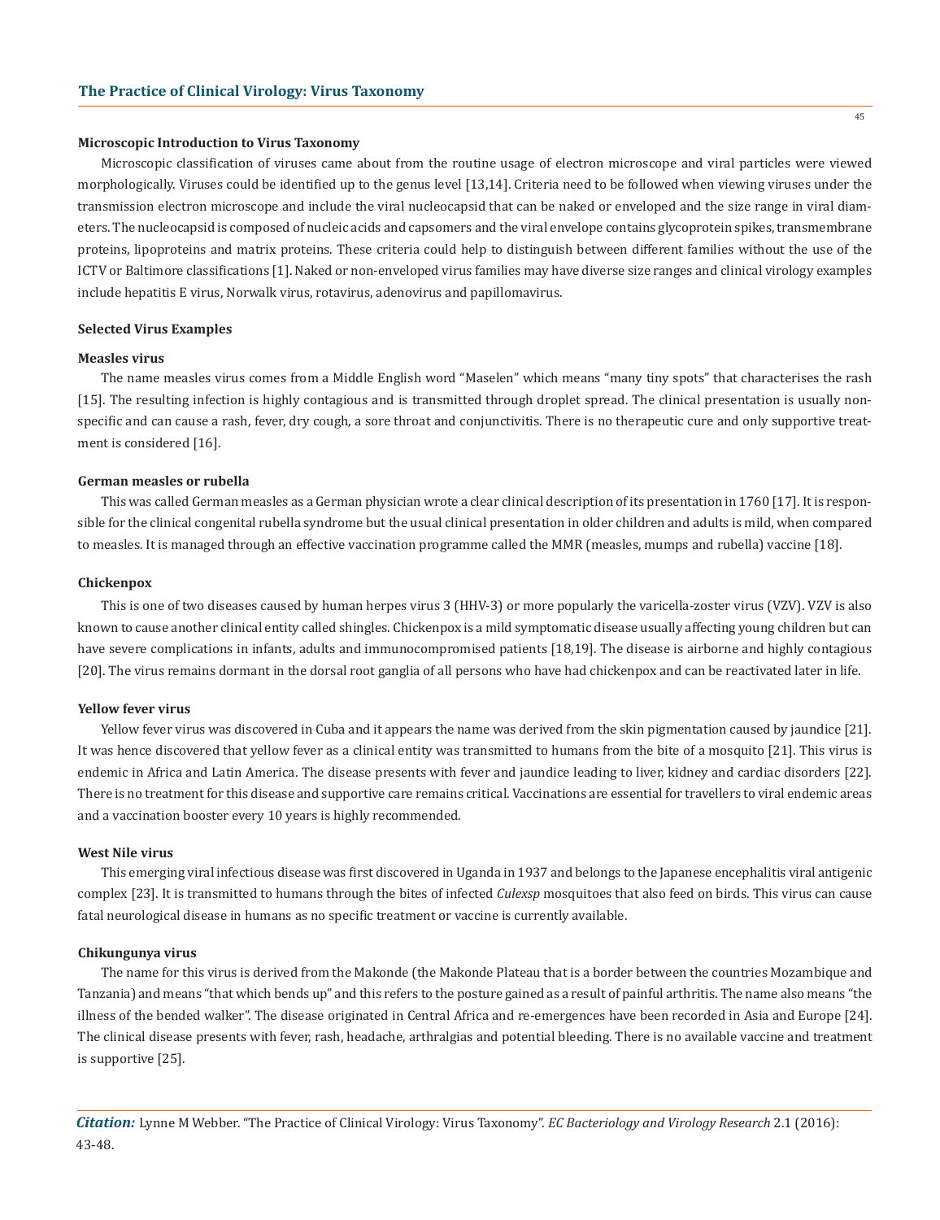### Microscopic Introduction to Virus Taxonomy

Microscopic classification of viruses came about from the routine usage of electron microscope and viral particles were viewed morphologically. Viruses could be identified up to the genus level [13,14]. Criteria need to be followed when viewing viruses under the transmission electron microscope and include the viral nucleocapsid that can be naked or enveloped and the size range in viral diameters. The nucleocapsid is composed of nucleic acids and capsomers and the viral envelope contains glycoprotein spikes, transmembrane proteins, lipoproteins and matrix proteins. These criteria could help to distinguish between different families without the use of the ICTV or Baltimore classifications [1]. Naked or non-enveloped virus families may have diverse size ranges and clinical virology examples include hepatitis E virus, Norwalk virus, rotavirus, adenovirus and papillomavirus.

### Selected Virus Examples

#### Measles virus

The name measles virus comes from a Middle English word "Maselen" which means "many tiny spots" that characterises the rash [15]. The resulting infection is highly contagious and is transmitted through droplet spread. The clinical presentation is usually non-specific and can cause a rash, fever, dry cough, a sore throat and conjunctivitis. There is no therapeutic cure and only supportive treatment is considered [16].

#### German measles or rubella

This was called German measles as a German physician wrote a clear clinical description of its presentation in 1760 [17]. It is responsible for the clinical congenital rubella syndrome but the usual clinical presentation in older children and adults is mild, when compared to measles. It is managed through an effective vaccination programme called the MMR (measles, mumps and rubella) vaccine [18].

#### Chickenpox

This is one of two diseases caused by human herpes virus 3 (HHV-3) or more popularly the varicella-zoster virus (VZV). VZV is also known to cause another clinical entity called shingles. Chickenpox is a mild symptomatic disease usually affecting young children but can have severe complications in infants, adults and immunocompromised patients [18,19]. The disease is airborne and highly contagious [20]. The virus remains dormant in the dorsal root ganglia of all persons who have had chickenpox and can be reactivated later in life.

#### Yellow fever virus

Yellow fever virus was discovered in Cuba and it appears the name was derived from the skin pigmentation caused by jaundice [21]. It was hence discovered that yellow fever as a clinical entity was transmitted to humans from the bite of a mosquito [21]. This virus is endemic in Africa and Latin America. The disease presents with fever and jaundice leading to liver, kidney and cardiac disorders [22]. There is no treatment for this disease and supportive care remains critical. Vaccinations are essential for travellers to viral endemic areas and a vaccination booster every 10 years is highly recommended.

#### West Nile virus

This emerging viral infectious disease was first discovered in Uganda in 1937 and belongs to the Japanese encephalitis viral antigenic complex [23]. It is transmitted to humans through the bites of infected *Culexsp* mosquitoes that also feed on birds. This virus can cause fatal neurological disease in humans as no specific treatment or vaccine is currently available.

#### Chikungunya virus

The name for this virus is derived from the Makonde (the Makonde Plateau that is a border between the countries Mozambique and Tanzania) and means "that which bends up" and this refers to the posture gained as a result of painful arthritis. The name also means "the illness of the bended walker". The disease originated in Central Africa and re-emergences have been recorded in Asia and Europe [24]. The clinical disease presents with fever, rash, headache, arthralgias and potential bleeding. There is no available vaccine and treatment is supportive [25].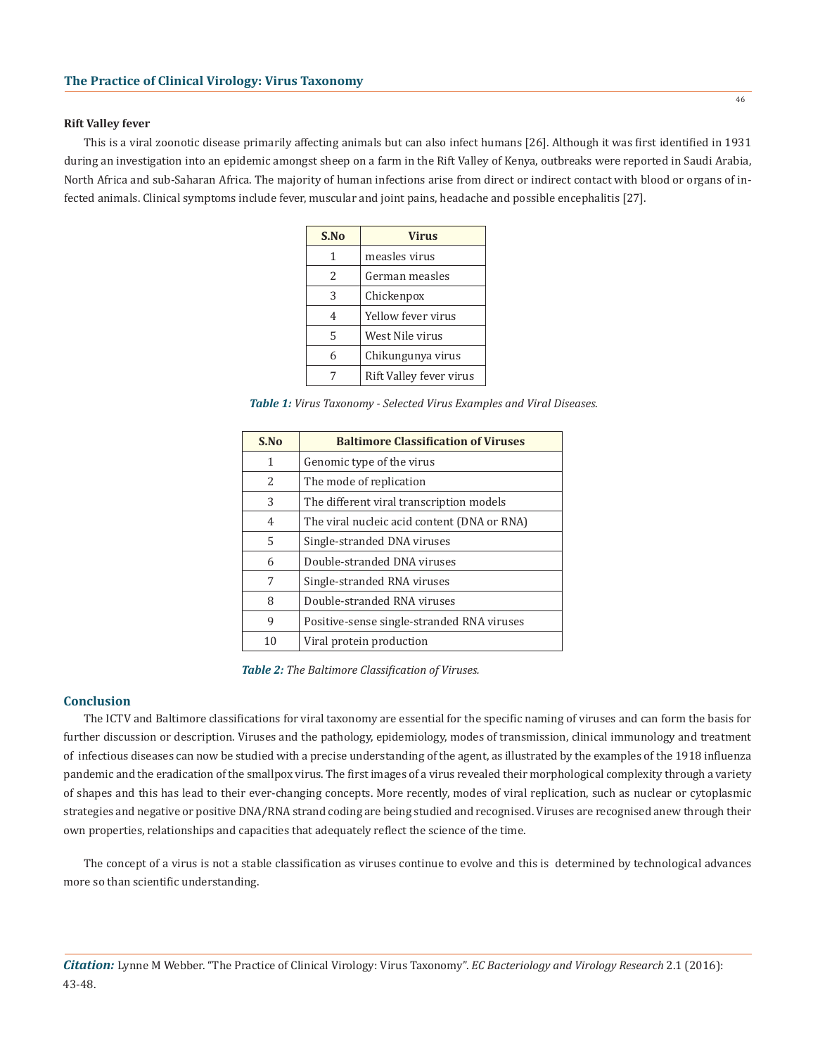**Rift Valley fever**

This is a viral zoonotic disease primarily affecting animals but can also infect humans [26]. Although it was first identified in 1931 during an investigation into an epidemic amongst sheep on a farm in the Rift Valley of Kenya, outbreaks were reported in Saudi Arabia, North Africa and sub-Saharan Africa. The majority of human infections arise from direct or indirect contact with blood or organs of infected animals. Clinical symptoms include fever, muscular and joint pains, headache and possible encephalitis [27].

| S.No | Virus |
|---|---|
| 1 | measles virus |
| 2 | German measles |
| 3 | Chickenpox |
| 4 | Yellow fever virus |
| 5 | West Nile virus |
| 6 | Chikungunya virus |
| 7 | Rift Valley fever virus |

***Table 1:*** *Virus Taxonomy - Selected Virus Examples and Viral Diseases.*

| S.No | Baltimore Classification of Viruses |
|---|---|
| 1 | Genomic type of the virus |
| 2 | The mode of replication |
| 3 | The different viral transcription models |
| 4 | The viral nucleic acid content (DNA or RNA) |
| 5 | Single-stranded DNA viruses |
| 6 | Double-stranded DNA viruses |
| 7 | Single-stranded RNA viruses |
| 8 | Double-stranded RNA viruses |
| 9 | Positive-sense single-stranded RNA viruses |
| 10 | Viral protein production |

***Table 2:*** *The Baltimore Classification of Viruses.*

## Conclusion

The ICTV and Baltimore classifications for viral taxonomy are essential for the specific naming of viruses and can form the basis for further discussion or description. Viruses and the pathology, epidemiology, modes of transmission, clinical immunology and treatment of infectious diseases can now be studied with a precise understanding of the agent, as illustrated by the examples of the 1918 influenza pandemic and the eradication of the smallpox virus. The first images of a virus revealed their morphological complexity through a variety of shapes and this has lead to their ever-changing concepts. More recently, modes of viral replication, such as nuclear or cytoplasmic strategies and negative or positive DNA/RNA strand coding are being studied and recognised. Viruses are recognised anew through their own properties, relationships and capacities that adequately reflect the science of the time.

The concept of a virus is not a stable classification as viruses continue to evolve and this is determined by technological advances more so than scientific understanding.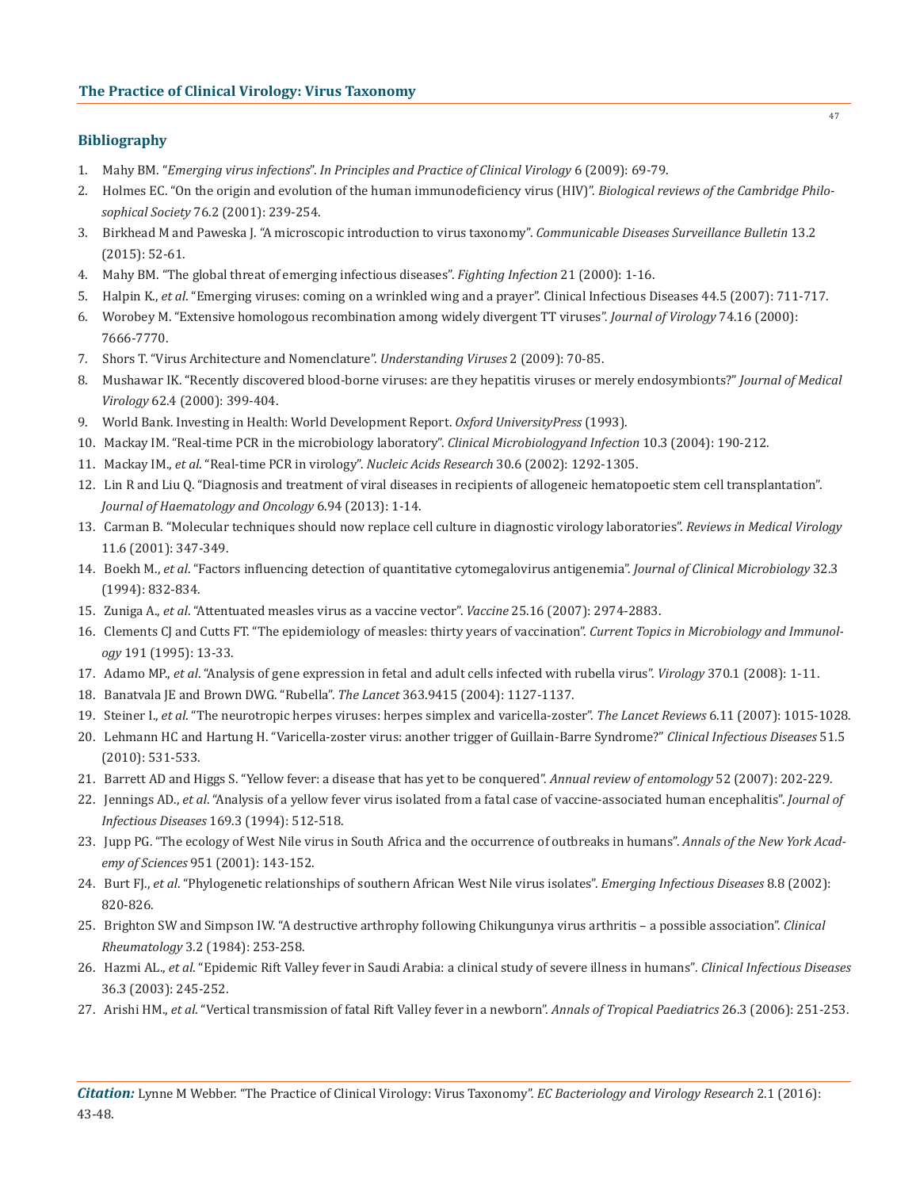## Bibliography

1. Mahy BM. "*Emerging virus infections*". *In Principles and Practice of Clinical Virology* 6 (2009): 69-79.
2. Holmes EC. "On the origin and evolution of the human immunodeficiency virus (HIV)". *Biological reviews of the Cambridge Philosophical Society* 76.2 (2001): 239-254.
3. Birkhead M and Paweska J. "A microscopic introduction to virus taxonomy". *Communicable Diseases Surveillance Bulletin* 13.2 (2015): 52-61.
4. Mahy BM. "The global threat of emerging infectious diseases". *Fighting Infection* 21 (2000): 1-16.
5. Halpin K., *et al*. "Emerging viruses: coming on a wrinkled wing and a prayer". Clinical Infectious Diseases 44.5 (2007): 711-717.
6. Worobey M. "Extensive homologous recombination among widely divergent TT viruses". *Journal of Virology* 74.16 (2000): 7666-7770.
7. Shors T. "Virus Architecture and Nomenclature". *Understanding Viruses* 2 (2009): 70-85.
8. Mushawar IK. "Recently discovered blood-borne viruses: are they hepatitis viruses or merely endosymbionts?" *Journal of Medical Virology* 62.4 (2000): 399-404.
9. World Bank. Investing in Health: World Development Report. *Oxford UniversityPress* (1993).
10. Mackay IM. "Real-time PCR in the microbiology laboratory". *Clinical Microbiologyand Infection* 10.3 (2004): 190-212.
11. Mackay IM., *et al*. "Real-time PCR in virology". *Nucleic Acids Research* 30.6 (2002): 1292-1305.
12. Lin R and Liu Q. "Diagnosis and treatment of viral diseases in recipients of allogeneic hematopoetic stem cell transplantation". *Journal of Haematology and Oncology* 6.94 (2013): 1-14.
13. Carman B. "Molecular techniques should now replace cell culture in diagnostic virology laboratories". *Reviews in Medical Virology* 11.6 (2001): 347-349.
14. Boekh M., *et al*. "Factors influencing detection of quantitative cytomegalovirus antigenemia". *Journal of Clinical Microbiology* 32.3 (1994): 832-834.
15. Zuniga A., *et al*. "Attentuated measles virus as a vaccine vector". *Vaccine* 25.16 (2007): 2974-2883.
16. Clements CJ and Cutts FT. "The epidemiology of measles: thirty years of vaccination". *Current Topics in Microbiology and Immunology* 191 (1995): 13-33.
17. Adamo MP., *et al*. "Analysis of gene expression in fetal and adult cells infected with rubella virus". *Virology* 370.1 (2008): 1-11.
18. Banatvala JE and Brown DWG. "Rubella". *The Lancet* 363.9415 (2004): 1127-1137.
19. Steiner I., *et al*. "The neurotropic herpes viruses: herpes simplex and varicella-zoster". *The Lancet Reviews* 6.11 (2007): 1015-1028.
20. Lehmann HC and Hartung H. "Varicella-zoster virus: another trigger of Guillain-Barre Syndrome?" *Clinical Infectious Diseases* 51.5 (2010): 531-533.
21. Barrett AD and Higgs S. "Yellow fever: a disease that has yet to be conquered". *Annual review of entomology* 52 (2007): 202-229.
22. Jennings AD., *et al*. "Analysis of a yellow fever virus isolated from a fatal case of vaccine-associated human encephalitis". *Journal of Infectious Diseases* 169.3 (1994): 512-518.
23. Jupp PG. "The ecology of West Nile virus in South Africa and the occurrence of outbreaks in humans". *Annals of the New York Academy of Sciences* 951 (2001): 143-152.
24. Burt FJ., *et al*. "Phylogenetic relationships of southern African West Nile virus isolates". *Emerging Infectious Diseases* 8.8 (2002): 820-826.
25. Brighton SW and Simpson IW. "A destructive arthrophy following Chikungunya virus arthritis – a possible association". *Clinical Rheumatology* 3.2 (1984): 253-258.
26. Hazmi AL., *et al*. "Epidemic Rift Valley fever in Saudi Arabia: a clinical study of severe illness in humans". *Clinical Infectious Diseases* 36.3 (2003): 245-252.
27. Arishi HM., *et al*. "Vertical transmission of fatal Rift Valley fever in a newborn". *Annals of Tropical Paediatrics* 26.3 (2006): 251-253.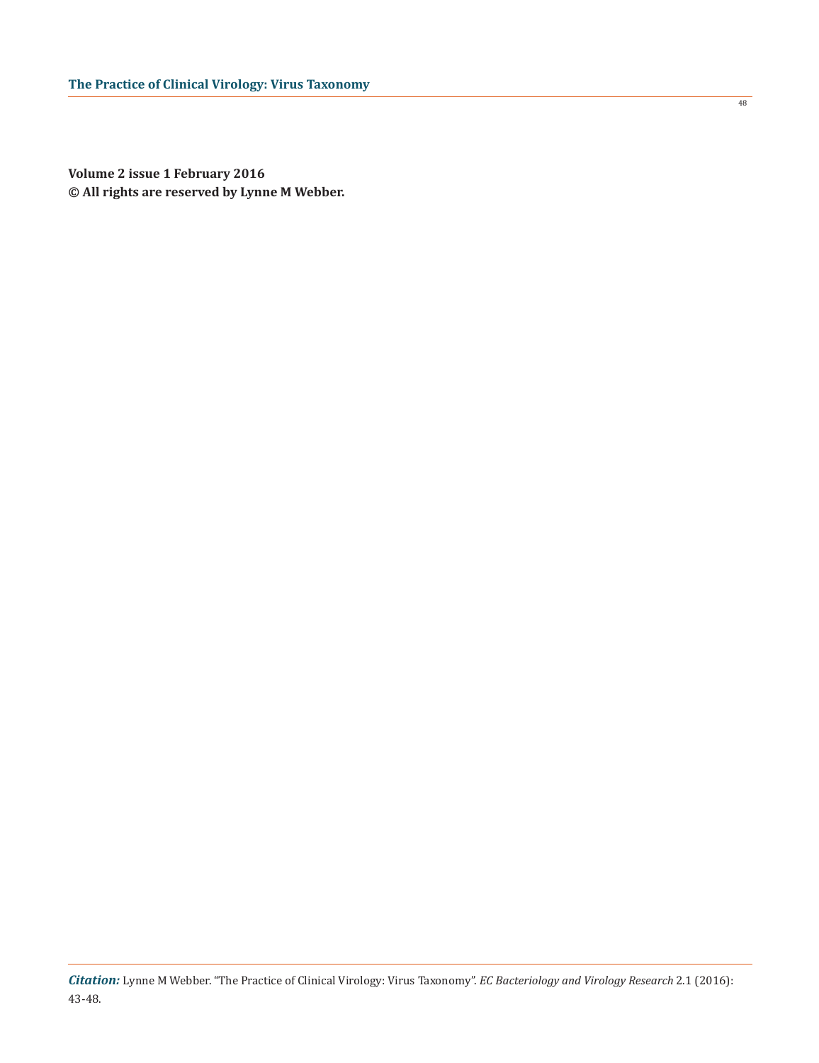**Volume 2 issue 1 February 2016**
**© All rights are reserved by Lynne M Webber.**